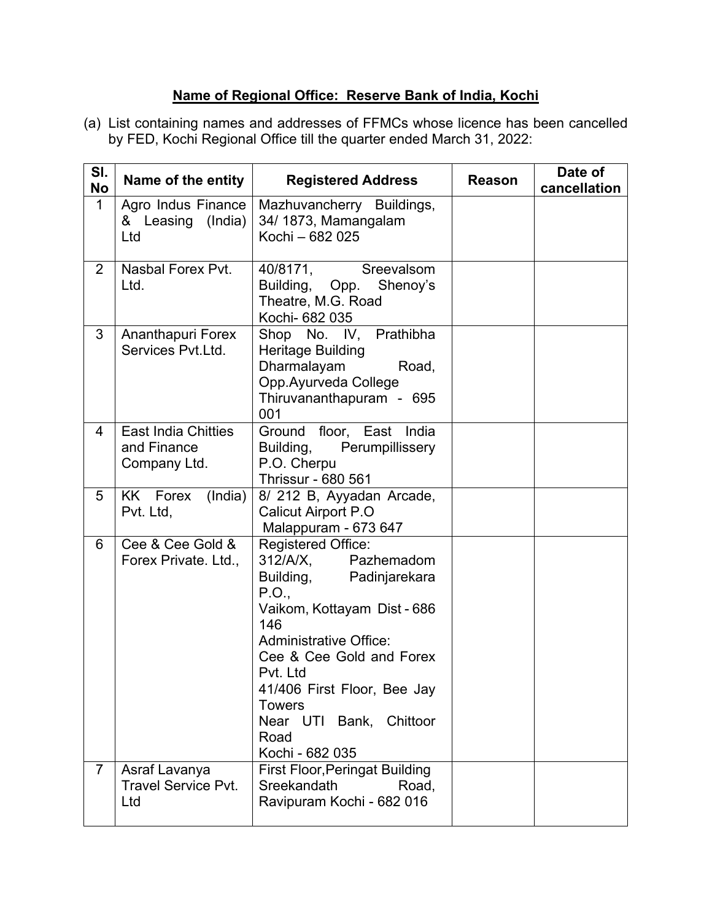## Name of Regional Office: Reserve Bank of India, Kochi

(a) List containing names and addresses of FFMCs whose licence has been cancelled by FED, Kochi Regional Office till the quarter ended March 31, 2022:

| Sl. No | Name of the entity | Registered Address | Reason | Date of cancellation |
|---|---|---|---|---|
| 1 | Agro Indus Finance & Leasing (India) Ltd | Mazhuvancherry Buildings, 34/ 1873, Mamangalam Kochi – 682 025 | | |
| 2 | Nasbal Forex Pvt. Ltd. | 40/8171, Sreevalsom Building, Opp. Shenoy's Theatre, M.G. Road Kochi- 682 035 | | |
| 3 | Ananthapuri Forex Services Pvt.Ltd. | Shop No. IV, Prathibha Heritage Building Dharmalayam Road, Opp.Ayurveda College Thiruvananthapuram - 695 001 | | |
| 4 | East India Chitties and Finance Company Ltd. | Ground floor, East India Building, Perumpillissery P.O. Cherpu Thrissur - 680 561 | | |
| 5 | KK Forex (India) Pvt. Ltd, | 8/ 212 B, Ayyadan Arcade, Calicut Airport P.O Malappuram - 673 647 | | |
| 6 | Cee & Cee Gold & Forex Private. Ltd., | Registered Office: 312/A/X, Pazhemadom Building, Padinjarekara P.O., Vaikom, Kottayam Dist - 686 146 Administrative Office: Cee & Cee Gold and Forex Pvt. Ltd 41/406 First Floor, Bee Jay Towers Near UTI Bank, Chittoor Road Kochi - 682 035 | | |
| 7 | Asraf Lavanya Travel Service Pvt. Ltd | First Floor,Peringat Building Sreekandath Road, Ravipuram Kochi - 682 016 | | |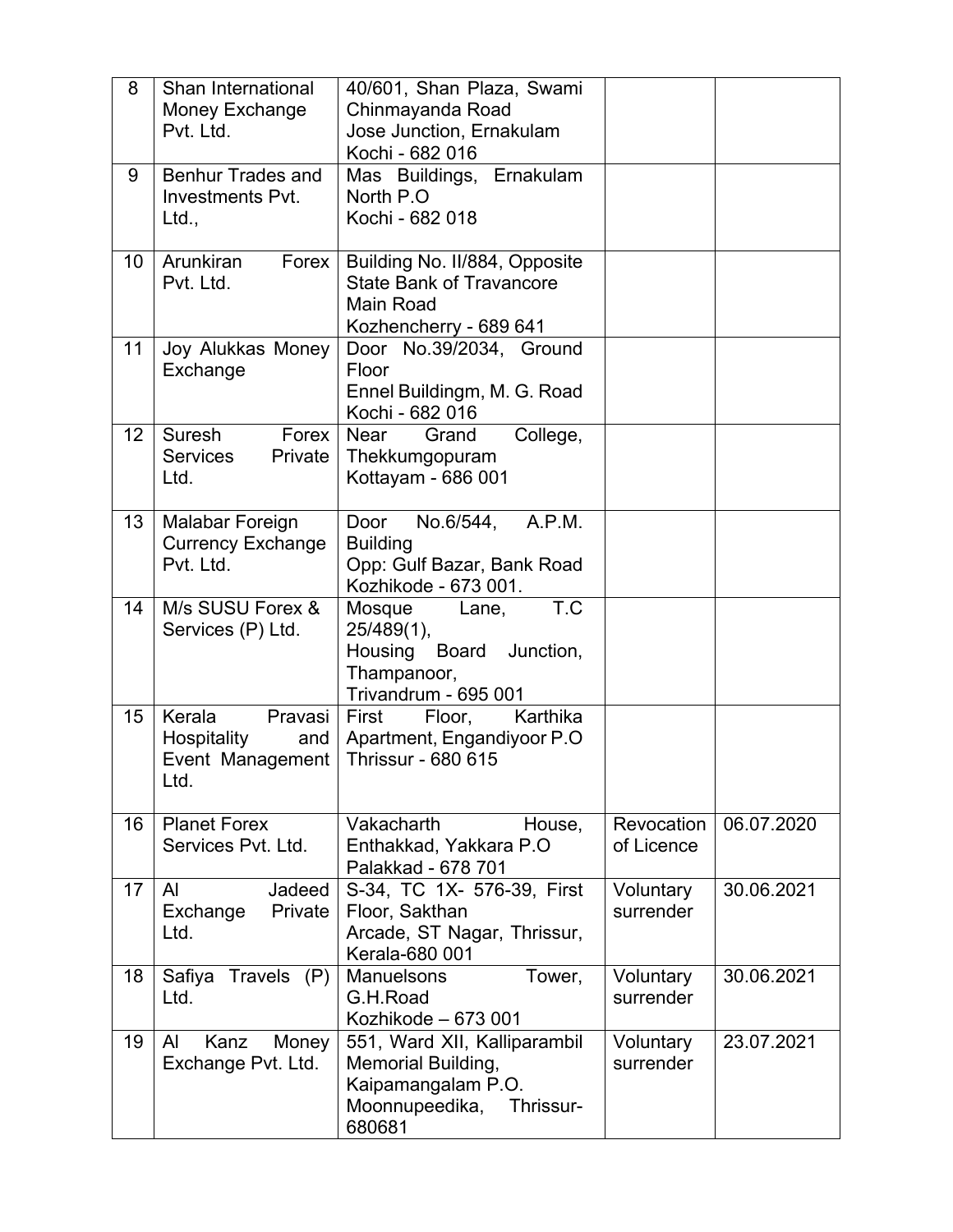| 8 | Shan International Money Exchange Pvt. Ltd. | 40/601, Shan Plaza, Swami Chinmayanda Road Jose Junction, Ernakulam Kochi - 682 016 | | |
|---|---|---|---|---|
| 9 | Benhur Trades and Investments Pvt. Ltd., | Mas Buildings, Ernakulam North P.O Kochi - 682 018 | | |
| 10 | Arunkiran Forex Pvt. Ltd. | Building No. II/884, Opposite State Bank of Travancore Main Road Kozhencherry - 689 641 | | |
| 11 | Joy Alukkas Money Exchange | Door No.39/2034, Ground Floor Ennel Buildingm, M. G. Road Kochi - 682 016 | | |
| 12 | Suresh Forex Services Private Ltd. | Near Grand College, Thekkumgopuram Kottayam - 686 001 | | |
| 13 | Malabar Foreign Currency Exchange Pvt. Ltd. | Door No.6/544, A.P.M. Building Opp: Gulf Bazar, Bank Road Kozhikode - 673 001. | | |
| 14 | M/s SUSU Forex & Services (P) Ltd. | Mosque Lane, T.C 25/489(1), Housing Board Junction, Thampanoor, Trivandrum - 695 001 | | |
| 15 | Kerala Pravasi Hospitality and Event Management Ltd. | First Floor, Karthika Apartment, Engandiyoor P.O Thrissur - 680 615 | | |
| 16 | Planet Forex Services Pvt. Ltd. | Vakacharth House, Enthakkad, Yakkara P.O Palakkad - 678 701 | Revocation of Licence | 06.07.2020 |
| 17 | Al Jadeed Exchange Private Ltd. | S-34, TC 1X- 576-39, First Floor, Sakthan Arcade, ST Nagar, Thrissur, Kerala-680 001 | Voluntary surrender | 30.06.2021 |
| 18 | Safiya Travels (P) Ltd. | Manuelsons Tower, G.H.Road Kozhikode – 673 001 | Voluntary surrender | 30.06.2021 |
| 19 | Al Kanz Money Exchange Pvt. Ltd. | 551, Ward XII, Kalliparambil Memorial Building, Kaipamangalam P.O. Moonnupeedika, Thrissur-680681 | Voluntary surrender | 23.07.2021 |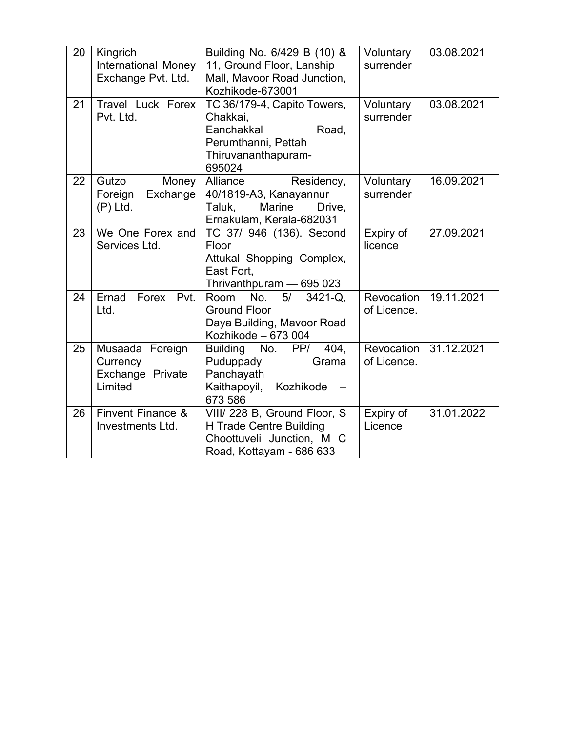| | | | | |
|---|---|---|---|---|
| 20 | Kingrich International Money Exchange Pvt. Ltd. | Building No. 6/429 B (10) & 11, Ground Floor, Lanship Mall, Mavoor Road Junction, Kozhikode-673001 | Voluntary surrender | 03.08.2021 |
| 21 | Travel Luck Forex Pvt. Ltd. | TC 36/179-4, Capito Towers, Chakkai, Eanchakkal Road, Perumthanni, Pettah Thiruvananthapuram-695024 | Voluntary surrender | 03.08.2021 |
| 22 | Gutzo Money Foreign Exchange (P) Ltd. | Alliance Residency, 40/1819-A3, Kanayannur Taluk, Marine Drive, Ernakulam, Kerala-682031 | Voluntary surrender | 16.09.2021 |
| 23 | We One Forex and Services Ltd. | TC 37/ 946 (136). Second Floor Attukal Shopping Complex, East Fort, Thrivanthpuram — 695 023 | Expiry of licence | 27.09.2021 |
| 24 | Ernad Forex Pvt. Ltd. | Room No. 5/ 3421-Q, Ground Floor Daya Building, Mavoor Road Kozhikode – 673 004 | Revocation of Licence. | 19.11.2021 |
| 25 | Musaada Foreign Currency Exchange Private Limited | Building No. PP/ 404, Puduppady Grama Panchayath Kaithapoyil, Kozhikode – 673 586 | Revocation of Licence. | 31.12.2021 |
| 26 | Finvent Finance & Investments Ltd. | VIII/ 228 B, Ground Floor, S H Trade Centre Building Choottuveli Junction, M C Road, Kottayam - 686 633 | Expiry of Licence | 31.01.2022 |